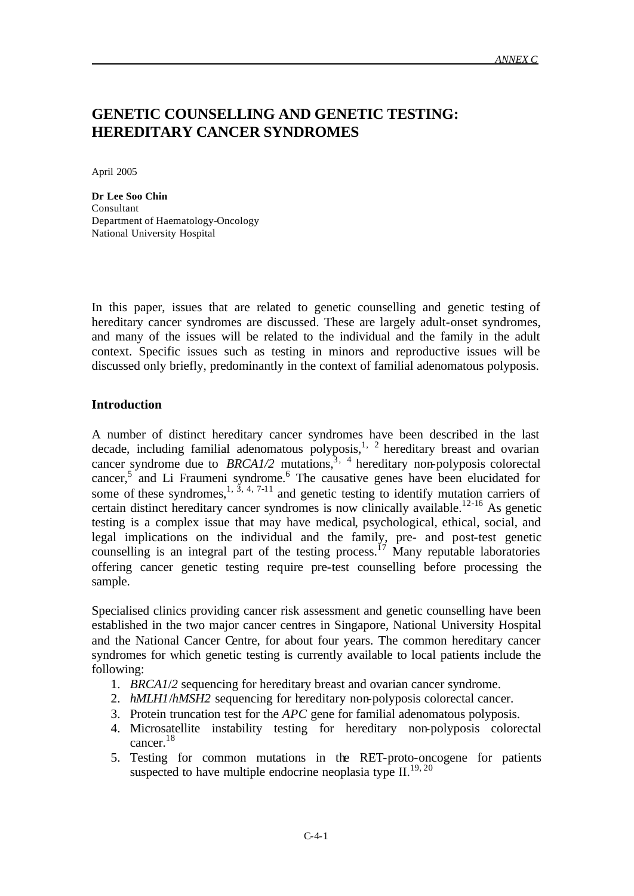# GENETIC COUNSELLING AND GENETIC TESTING: HEREDITARY CANCER SYNDROMES

April 2005

**Dr Lee Soo Chin**
Consultant
Department of Haematology-Oncology
National University Hospital

In this paper, issues that are related to genetic counselling and genetic testing of hereditary cancer syndromes are discussed. These are largely adult-onset syndromes, and many of the issues will be related to the individual and the family in the adult context. Specific issues such as testing in minors and reproductive issues will be discussed only briefly, predominantly in the context of familial adenomatous polyposis.

## Introduction

A number of distinct hereditary cancer syndromes have been described in the last decade, including familial adenomatous polyposis,[1, 2] hereditary breast and ovarian cancer syndrome due to *BRCA1/2* mutations,[3, 4] hereditary non-polyposis colorectal cancer,[5] and Li Fraumeni syndrome.[6] The causative genes have been elucidated for some of these syndromes,[1, 3, 4, 7-11] and genetic testing to identify mutation carriers of certain distinct hereditary cancer syndromes is now clinically available.[12-16] As genetic testing is a complex issue that may have medical, psychological, ethical, social, and legal implications on the individual and the family, pre- and post-test genetic counselling is an integral part of the testing process.[17] Many reputable laboratories offering cancer genetic testing require pre-test counselling before processing the sample.

Specialised clinics providing cancer risk assessment and genetic counselling have been established in the two major cancer centres in Singapore, National University Hospital and the National Cancer Centre, for about four years. The common hereditary cancer syndromes for which genetic testing is currently available to local patients include the following:

1. *BRCA1/2* sequencing for hereditary breast and ovarian cancer syndrome.
2. *hMLH1/hMSH2* sequencing for hereditary non-polyposis colorectal cancer.
3. Protein truncation test for the *APC* gene for familial adenomatous polyposis.
4. Microsatellite instability testing for hereditary non-polyposis colorectal cancer.[18]
5. Testing for common mutations in the RET-proto-oncogene for patients suspected to have multiple endocrine neoplasia type II.[19, 20]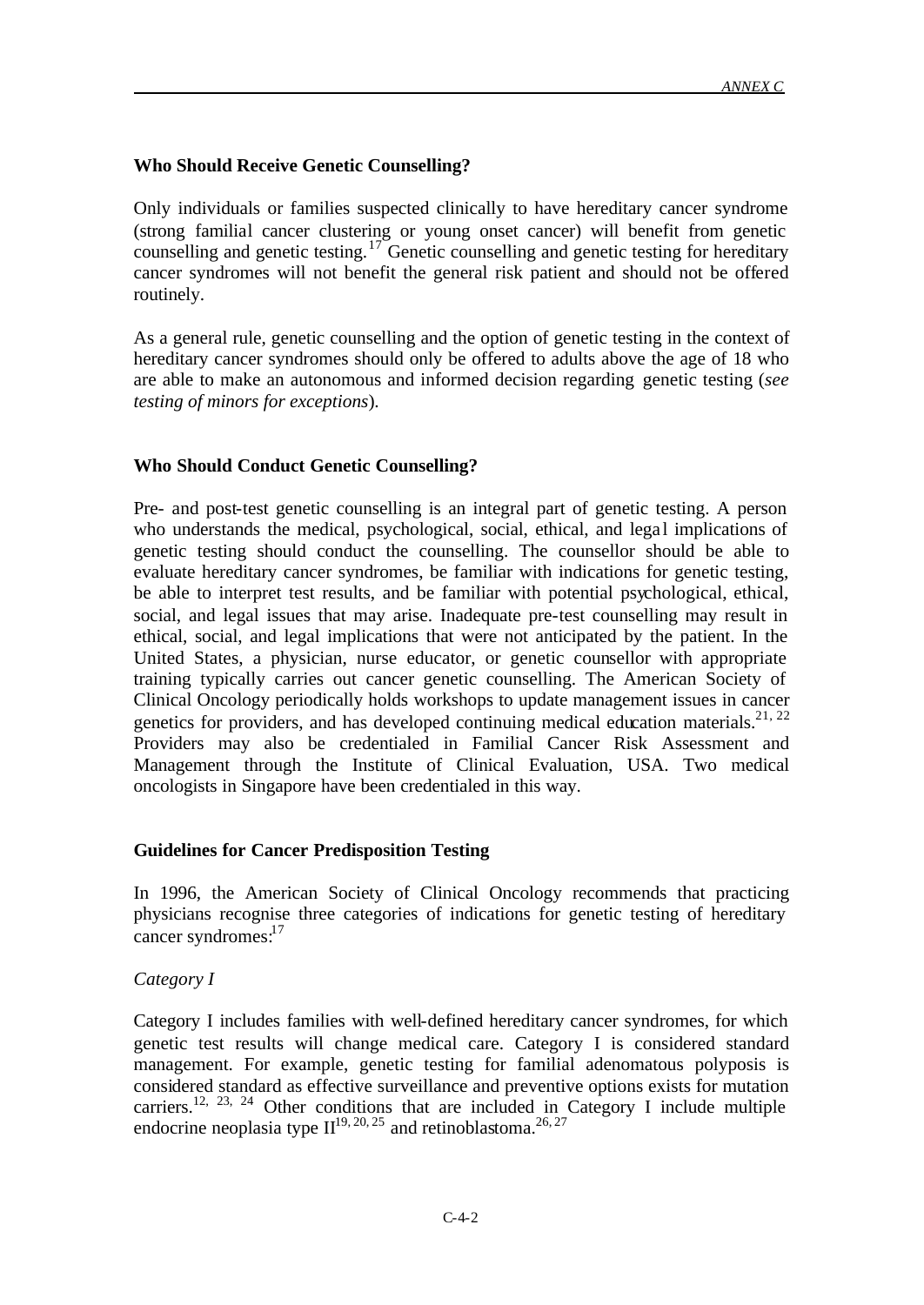## Who Should Receive Genetic Counselling?

Only individuals or families suspected clinically to have hereditary cancer syndrome (strong familial cancer clustering or young onset cancer) will benefit from genetic counselling and genetic testing.[17] Genetic counselling and genetic testing for hereditary cancer syndromes will not benefit the general risk patient and should not be offered routinely.

As a general rule, genetic counselling and the option of genetic testing in the context of hereditary cancer syndromes should only be offered to adults above the age of 18 who are able to make an autonomous and informed decision regarding genetic testing (*see testing of minors for exceptions*).

## Who Should Conduct Genetic Counselling?

Pre- and post-test genetic counselling is an integral part of genetic testing. A person who understands the medical, psychological, social, ethical, and legal implications of genetic testing should conduct the counselling. The counsellor should be able to evaluate hereditary cancer syndromes, be familiar with indications for genetic testing, be able to interpret test results, and be familiar with potential psychological, ethical, social, and legal issues that may arise. Inadequate pre-test counselling may result in ethical, social, and legal implications that were not anticipated by the patient. In the United States, a physician, nurse educator, or genetic counsellor with appropriate training typically carries out cancer genetic counselling. The American Society of Clinical Oncology periodically holds workshops to update management issues in cancer genetics for providers, and has developed continuing medical education materials.[21, 22] Providers may also be credentialed in Familial Cancer Risk Assessment and Management through the Institute of Clinical Evaluation, USA. Two medical oncologists in Singapore have been credentialed in this way.

## Guidelines for Cancer Predisposition Testing

In 1996, the American Society of Clinical Oncology recommends that practicing physicians recognise three categories of indications for genetic testing of hereditary cancer syndromes:[17]

*Category I*

Category I includes families with well-defined hereditary cancer syndromes, for which genetic test results will change medical care. Category I is considered standard management. For example, genetic testing for familial adenomatous polyposis is considered standard as effective surveillance and preventive options exists for mutation carriers.[12, 23, 24] Other conditions that are included in Category I include multiple endocrine neoplasia type II[19, 20, 25] and retinoblastoma.[26, 27]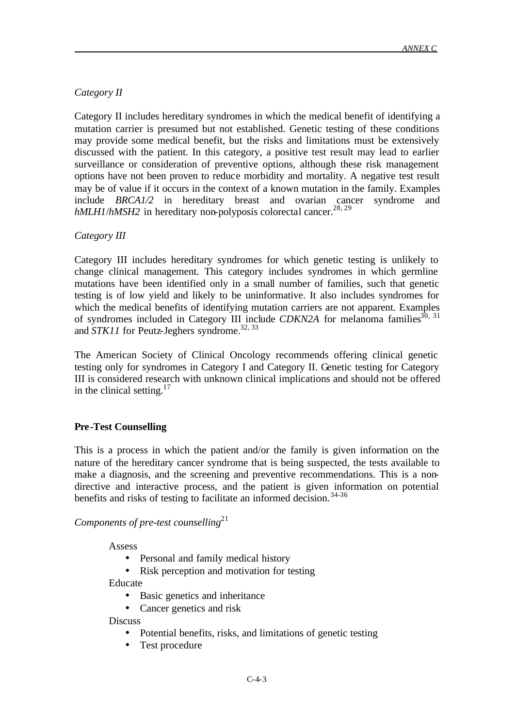*Category II*

Category II includes hereditary syndromes in which the medical benefit of identifying a mutation carrier is presumed but not established. Genetic testing of these conditions may provide some medical benefit, but the risks and limitations must be extensively discussed with the patient. In this category, a positive test result may lead to earlier surveillance or consideration of preventive options, although these risk management options have not been proven to reduce morbidity and mortality. A negative test result may be of value if it occurs in the context of a known mutation in the family. Examples include *BRCA1/2* in hereditary breast and ovarian cancer syndrome and *hMLH1*/*hMSH2* in hereditary non-polyposis colorectal cancer.[28, 29]

*Category III*

Category III includes hereditary syndromes for which genetic testing is unlikely to change clinical management. This category includes syndromes in which germline mutations have been identified only in a small number of families, such that genetic testing is of low yield and likely to be uninformative. It also includes syndromes for which the medical benefits of identifying mutation carriers are not apparent. Examples of syndromes included in Category III include *CDKN2A* for melanoma families[30, 31] and *STK11* for Peutz-Jeghers syndrome.[32, 33]

The American Society of Clinical Oncology recommends offering clinical genetic testing only for syndromes in Category I and Category II. Genetic testing for Category III is considered research with unknown clinical implications and should not be offered in the clinical setting.[17]

**Pre-Test Counselling**

This is a process in which the patient and/or the family is given information on the nature of the hereditary cancer syndrome that is being suspected, the tests available to make a diagnosis, and the screening and preventive recommendations. This is a non-directive and interactive process, and the patient is given information on potential benefits and risks of testing to facilitate an informed decision.[34-36]

*Components of pre-test counselling*[21]

Assess

- Personal and family medical history
- Risk perception and motivation for testing

Educate

- Basic genetics and inheritance
- Cancer genetics and risk

Discuss

- Potential benefits, risks, and limitations of genetic testing
- Test procedure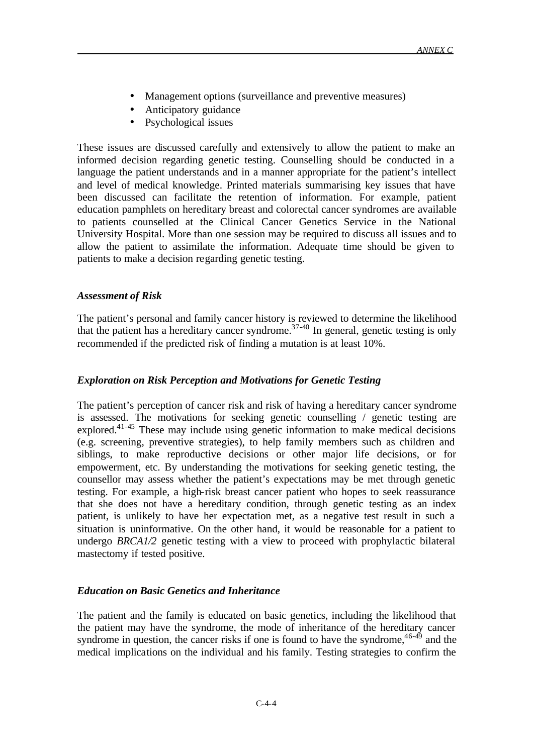- Management options (surveillance and preventive measures)
- Anticipatory guidance
- Psychological issues

These issues are discussed carefully and extensively to allow the patient to make an informed decision regarding genetic testing. Counselling should be conducted in a language the patient understands and in a manner appropriate for the patient's intellect and level of medical knowledge. Printed materials summarising key issues that have been discussed can facilitate the retention of information. For example, patient education pamphlets on hereditary breast and colorectal cancer syndromes are available to patients counselled at the Clinical Cancer Genetics Service in the National University Hospital. More than one session may be required to discuss all issues and to allow the patient to assimilate the information. Adequate time should be given to patients to make a decision regarding genetic testing.

### *Assessment of Risk*

The patient's personal and family cancer history is reviewed to determine the likelihood that the patient has a hereditary cancer syndrome.[37-40] In general, genetic testing is only recommended if the predicted risk of finding a mutation is at least 10%.

### *Exploration on Risk Perception and Motivations for Genetic Testing*

The patient's perception of cancer risk and risk of having a hereditary cancer syndrome is assessed. The motivations for seeking genetic counselling / genetic testing are explored.[41-45] These may include using genetic information to make medical decisions (e.g. screening, preventive strategies), to help family members such as children and siblings, to make reproductive decisions or other major life decisions, or for empowerment, etc. By understanding the motivations for seeking genetic testing, the counsellor may assess whether the patient's expectations may be met through genetic testing. For example, a high-risk breast cancer patient who hopes to seek reassurance that she does not have a hereditary condition, through genetic testing as an index patient, is unlikely to have her expectation met, as a negative test result in such a situation is uninformative. On the other hand, it would be reasonable for a patient to undergo *BRCA1/2* genetic testing with a view to proceed with prophylactic bilateral mastectomy if tested positive.

### *Education on Basic Genetics and Inheritance*

The patient and the family is educated on basic genetics, including the likelihood that the patient may have the syndrome, the mode of inheritance of the hereditary cancer syndrome in question, the cancer risks if one is found to have the syndrome,[46-49] and the medical implications on the individual and his family. Testing strategies to confirm the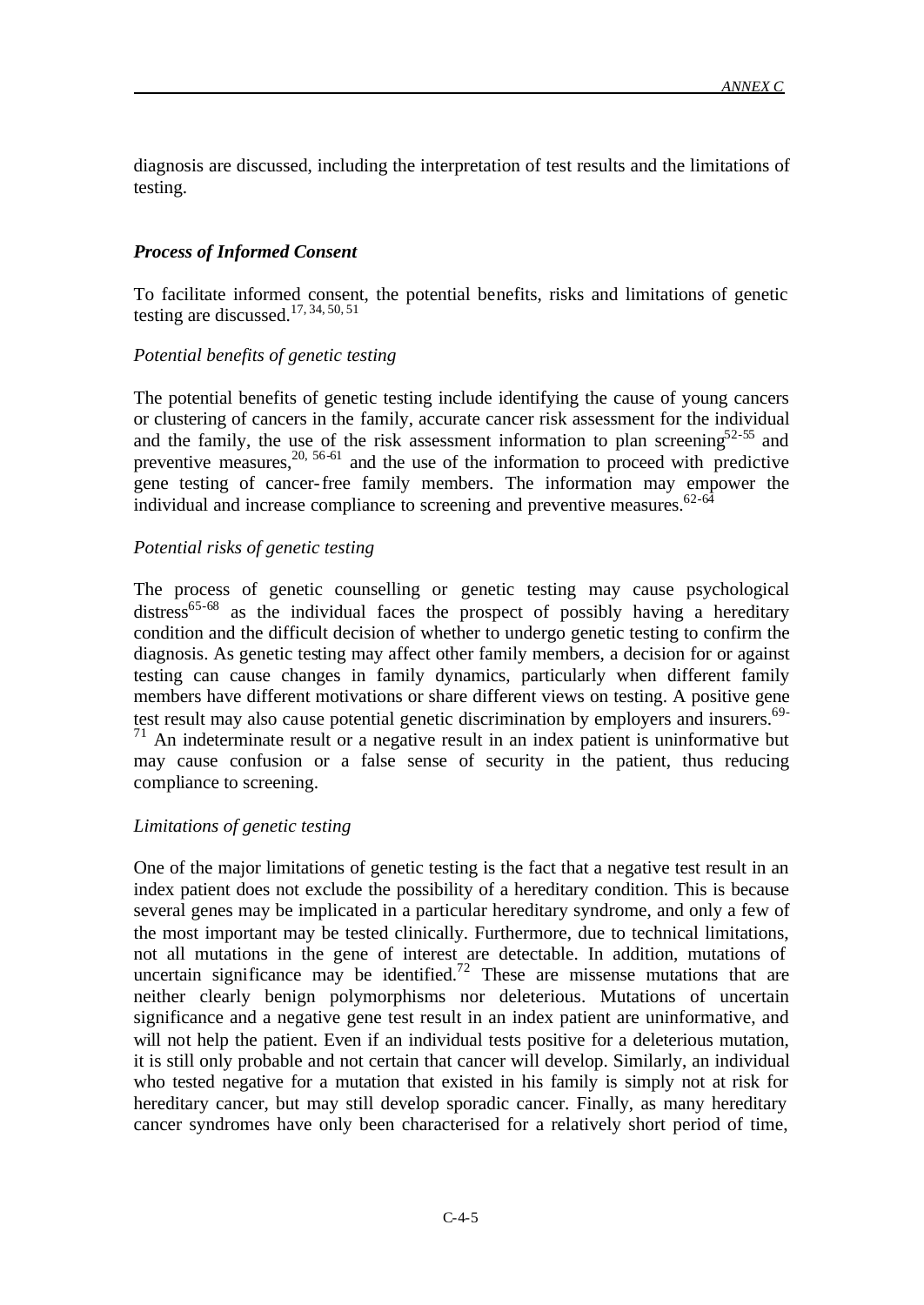diagnosis are discussed, including the interpretation of test results and the limitations of testing.

### *Process of Informed Consent*

To facilitate informed consent, the potential benefits, risks and limitations of genetic testing are discussed.[17, 34, 50, 51]

#### *Potential benefits of genetic testing*

The potential benefits of genetic testing include identifying the cause of young cancers or clustering of cancers in the family, accurate cancer risk assessment for the individual and the family, the use of the risk assessment information to plan screening[52-55] and preventive measures,[20, 56-61] and the use of the information to proceed with predictive gene testing of cancer-free family members. The information may empower the individual and increase compliance to screening and preventive measures.[62-64]

#### *Potential risks of genetic testing*

The process of genetic counselling or genetic testing may cause psychological distress[65-68] as the individual faces the prospect of possibly having a hereditary condition and the difficult decision of whether to undergo genetic testing to confirm the diagnosis. As genetic testing may affect other family members, a decision for or against testing can cause changes in family dynamics, particularly when different family members have different motivations or share different views on testing. A positive gene test result may also cause potential genetic discrimination by employers and insurers.[69-71] An indeterminate result or a negative result in an index patient is uninformative but may cause confusion or a false sense of security in the patient, thus reducing compliance to screening.

#### *Limitations of genetic testing*

One of the major limitations of genetic testing is the fact that a negative test result in an index patient does not exclude the possibility of a hereditary condition. This is because several genes may be implicated in a particular hereditary syndrome, and only a few of the most important may be tested clinically. Furthermore, due to technical limitations, not all mutations in the gene of interest are detectable. In addition, mutations of uncertain significance may be identified.[72] These are missense mutations that are neither clearly benign polymorphisms nor deleterious. Mutations of uncertain significance and a negative gene test result in an index patient are uninformative, and will not help the patient. Even if an individual tests positive for a deleterious mutation, it is still only probable and not certain that cancer will develop. Similarly, an individual who tested negative for a mutation that existed in his family is simply not at risk for hereditary cancer, but may still develop sporadic cancer. Finally, as many hereditary cancer syndromes have only been characterised for a relatively short period of time,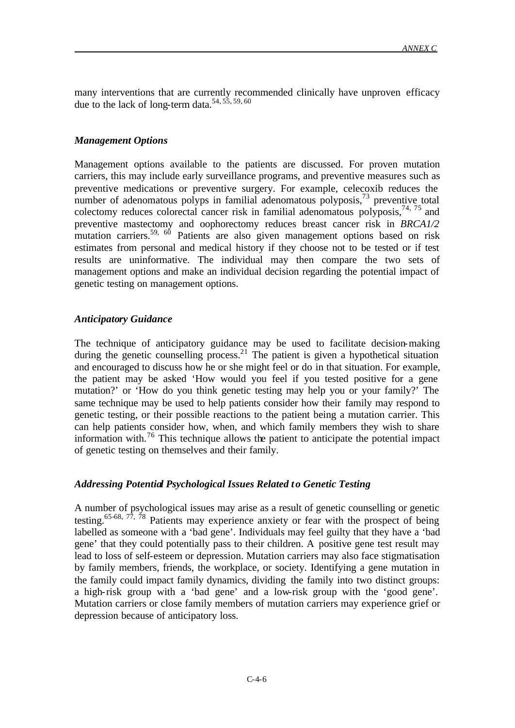many interventions that are currently recommended clinically have unproven efficacy due to the lack of long-term data.[54, 55, 59, 60]

### *Management Options*

Management options available to the patients are discussed. For proven mutation carriers, this may include early surveillance programs, and preventive measures such as preventive medications or preventive surgery. For example, celecoxib reduces the number of adenomatous polyps in familial adenomatous polyposis,[73] preventive total colectomy reduces colorectal cancer risk in familial adenomatous polyposis,[74, 75] and preventive mastectomy and oophorectomy reduces breast cancer risk in *BRCA1/2* mutation carriers.[59, 60] Patients are also given management options based on risk estimates from personal and medical history if they choose not to be tested or if test results are uninformative. The individual may then compare the two sets of management options and make an individual decision regarding the potential impact of genetic testing on management options.

### *Anticipatory Guidance*

The technique of anticipatory guidance may be used to facilitate decision-making during the genetic counselling process.[21] The patient is given a hypothetical situation and encouraged to discuss how he or she might feel or do in that situation. For example, the patient may be asked 'How would you feel if you tested positive for a gene mutation?' or 'How do you think genetic testing may help you or your family?' The same technique may be used to help patients consider how their family may respond to genetic testing, or their possible reactions to the patient being a mutation carrier. This can help patients consider how, when, and which family members they wish to share information with.[76] This technique allows the patient to anticipate the potential impact of genetic testing on themselves and their family.

### *Addressing Potential Psychological Issues Related to Genetic Testing*

A number of psychological issues may arise as a result of genetic counselling or genetic testing.[65-68, 77, 78] Patients may experience anxiety or fear with the prospect of being labelled as someone with a 'bad gene'. Individuals may feel guilty that they have a 'bad gene' that they could potentially pass to their children. A positive gene test result may lead to loss of self-esteem or depression. Mutation carriers may also face stigmatisation by family members, friends, the workplace, or society. Identifying a gene mutation in the family could impact family dynamics, dividing the family into two distinct groups: a high-risk group with a 'bad gene' and a low-risk group with the 'good gene'. Mutation carriers or close family members of mutation carriers may experience grief or depression because of anticipatory loss.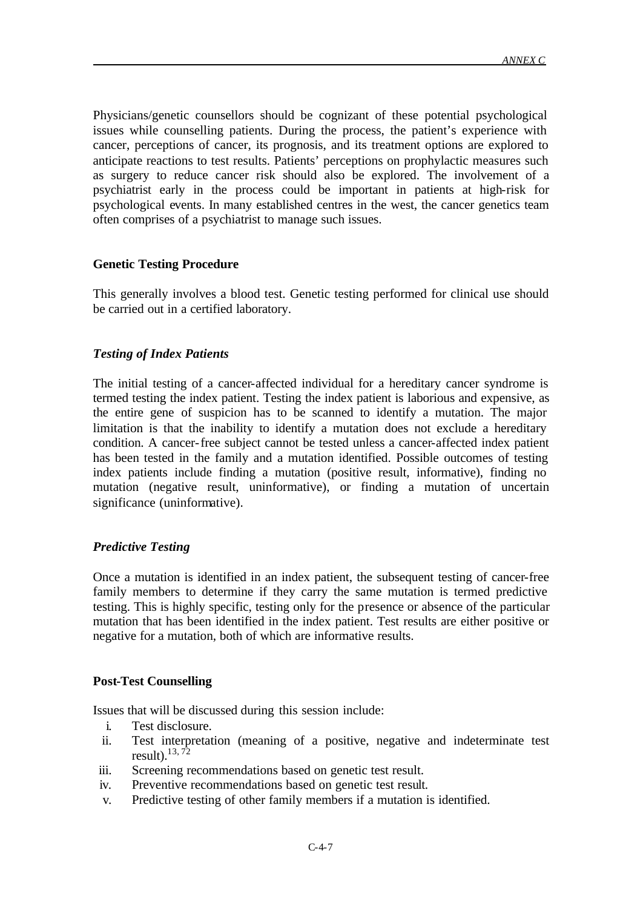Physicians/genetic counsellors should be cognizant of these potential psychological issues while counselling patients. During the process, the patient's experience with cancer, perceptions of cancer, its prognosis, and its treatment options are explored to anticipate reactions to test results. Patients' perceptions on prophylactic measures such as surgery to reduce cancer risk should also be explored. The involvement of a psychiatrist early in the process could be important in patients at high-risk for psychological events. In many established centres in the west, the cancer genetics team often comprises of a psychiatrist to manage such issues.

## Genetic Testing Procedure

This generally involves a blood test. Genetic testing performed for clinical use should be carried out in a certified laboratory.

### *Testing of Index Patients*

The initial testing of a cancer-affected individual for a hereditary cancer syndrome is termed testing the index patient. Testing the index patient is laborious and expensive, as the entire gene of suspicion has to be scanned to identify a mutation. The major limitation is that the inability to identify a mutation does not exclude a hereditary condition. A cancer-free subject cannot be tested unless a cancer-affected index patient has been tested in the family and a mutation identified. Possible outcomes of testing index patients include finding a mutation (positive result, informative), finding no mutation (negative result, uninformative), or finding a mutation of uncertain significance (uninformative).

### *Predictive Testing*

Once a mutation is identified in an index patient, the subsequent testing of cancer-free family members to determine if they carry the same mutation is termed predictive testing. This is highly specific, testing only for the presence or absence of the particular mutation that has been identified in the index patient. Test results are either positive or negative for a mutation, both of which are informative results.

## Post-Test Counselling

Issues that will be discussed during this session include:

i. Test disclosure.
ii. Test interpretation (meaning of a positive, negative and indeterminate test result).[13, 72]
iii. Screening recommendations based on genetic test result.
iv. Preventive recommendations based on genetic test result.
v. Predictive testing of other family members if a mutation is identified.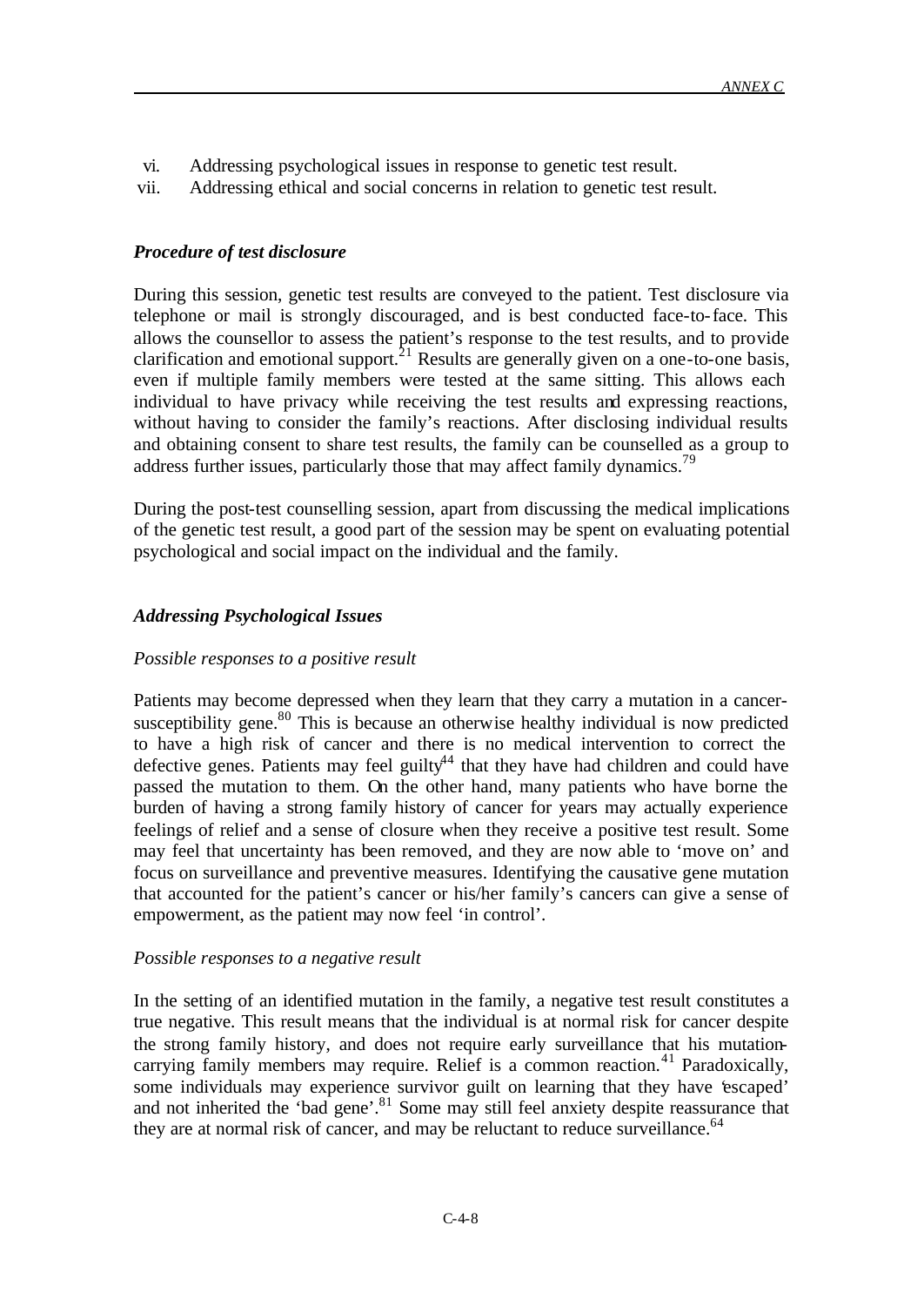vi. Addressing psychological issues in response to genetic test result.
vii. Addressing ethical and social concerns in relation to genetic test result.

***Procedure of test disclosure***

During this session, genetic test results are conveyed to the patient. Test disclosure via telephone or mail is strongly discouraged, and is best conducted face-to-face. This allows the counsellor to assess the patient's response to the test results, and to provide clarification and emotional support.[21] Results are generally given on a one-to-one basis, even if multiple family members were tested at the same sitting. This allows each individual to have privacy while receiving the test results and expressing reactions, without having to consider the family's reactions. After disclosing individual results and obtaining consent to share test results, the family can be counselled as a group to address further issues, particularly those that may affect family dynamics.[79]

During the post-test counselling session, apart from discussing the medical implications of the genetic test result, a good part of the session may be spent on evaluating potential psychological and social impact on the individual and the family.

***Addressing Psychological Issues***

*Possible responses to a positive result*

Patients may become depressed when they learn that they carry a mutation in a cancer-susceptibility gene.[80] This is because an otherwise healthy individual is now predicted to have a high risk of cancer and there is no medical intervention to correct the defective genes. Patients may feel guilty[44] that they have had children and could have passed the mutation to them. On the other hand, many patients who have borne the burden of having a strong family history of cancer for years may actually experience feelings of relief and a sense of closure when they receive a positive test result. Some may feel that uncertainty has been removed, and they are now able to 'move on' and focus on surveillance and preventive measures. Identifying the causative gene mutation that accounted for the patient's cancer or his/her family's cancers can give a sense of empowerment, as the patient may now feel 'in control'.

*Possible responses to a negative result*

In the setting of an identified mutation in the family, a negative test result constitutes a true negative. This result means that the individual is at normal risk for cancer despite the strong family history, and does not require early surveillance that his mutation-carrying family members may require. Relief is a common reaction.[41] Paradoxically, some individuals may experience survivor guilt on learning that they have 'escaped' and not inherited the 'bad gene'.[81] Some may still feel anxiety despite reassurance that they are at normal risk of cancer, and may be reluctant to reduce surveillance.[64]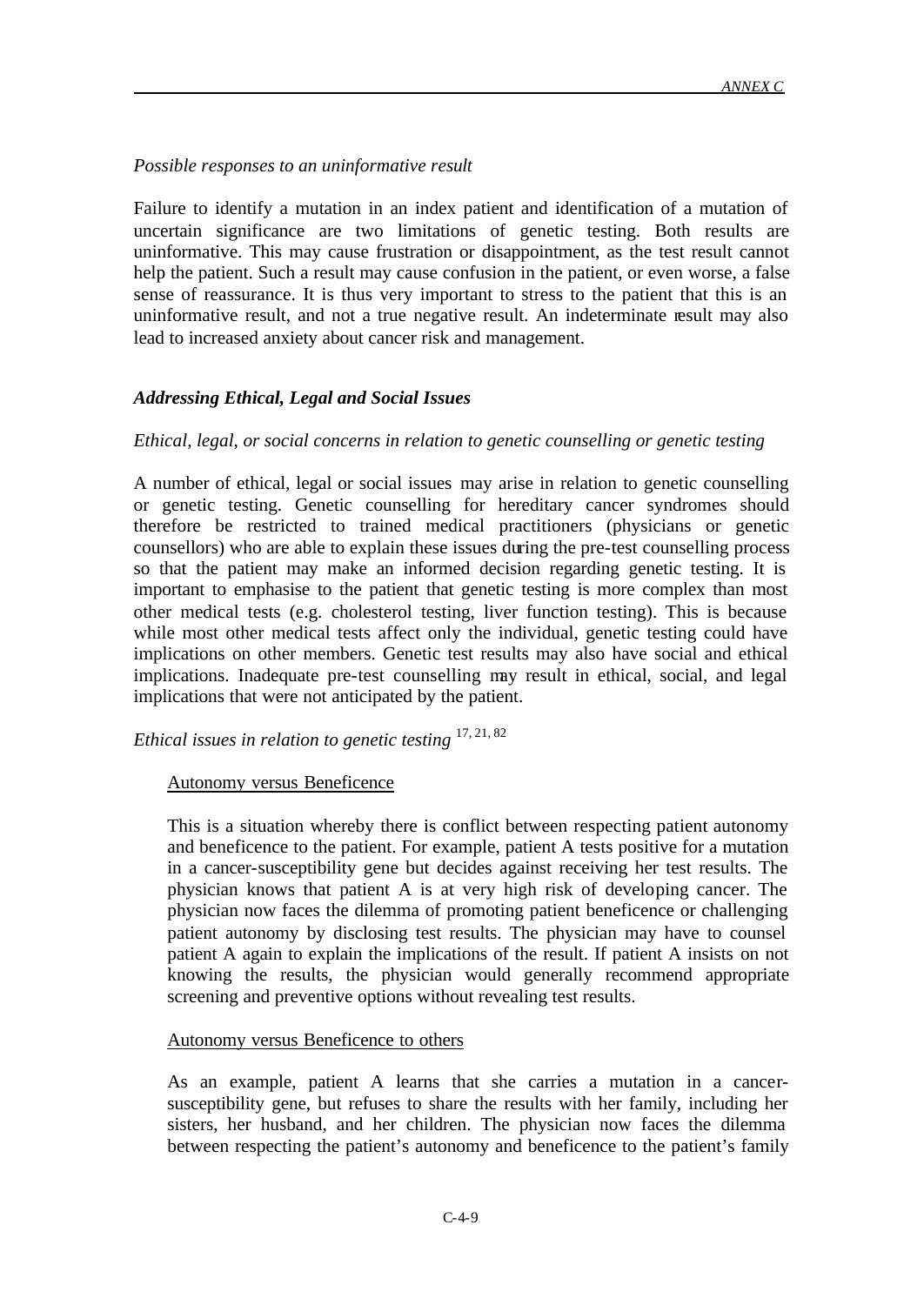*Possible responses to an uninformative result*

Failure to identify a mutation in an index patient and identification of a mutation of uncertain significance are two limitations of genetic testing. Both results are uninformative. This may cause frustration or disappointment, as the test result cannot help the patient. Such a result may cause confusion in the patient, or even worse, a false sense of reassurance. It is thus very important to stress to the patient that this is an uninformative result, and not a true negative result. An indeterminate result may also lead to increased anxiety about cancer risk and management.

***Addressing Ethical, Legal and Social Issues***

*Ethical, legal, or social concerns in relation to genetic counselling or genetic testing*

A number of ethical, legal or social issues may arise in relation to genetic counselling or genetic testing. Genetic counselling for hereditary cancer syndromes should therefore be restricted to trained medical practitioners (physicians or genetic counsellors) who are able to explain these issues during the pre-test counselling process so that the patient may make an informed decision regarding genetic testing. It is important to emphasise to the patient that genetic testing is more complex than most other medical tests (e.g. cholesterol testing, liver function testing). This is because while most other medical tests affect only the individual, genetic testing could have implications on other members. Genetic test results may also have social and ethical implications. Inadequate pre-test counselling may result in ethical, social, and legal implications that were not anticipated by the patient.

*Ethical issues in relation to genetic testing* [17, 21, 82]

<u>Autonomy versus Beneficence</u>

This is a situation whereby there is conflict between respecting patient autonomy and beneficence to the patient. For example, patient A tests positive for a mutation in a cancer-susceptibility gene but decides against receiving her test results. The physician knows that patient A is at very high risk of developing cancer. The physician now faces the dilemma of promoting patient beneficence or challenging patient autonomy by disclosing test results. The physician may have to counsel patient A again to explain the implications of the result. If patient A insists on not knowing the results, the physician would generally recommend appropriate screening and preventive options without revealing test results.

<u>Autonomy versus Beneficence to others</u>

As an example, patient A learns that she carries a mutation in a cancer-susceptibility gene, but refuses to share the results with her family, including her sisters, her husband, and her children. The physician now faces the dilemma between respecting the patient's autonomy and beneficence to the patient's family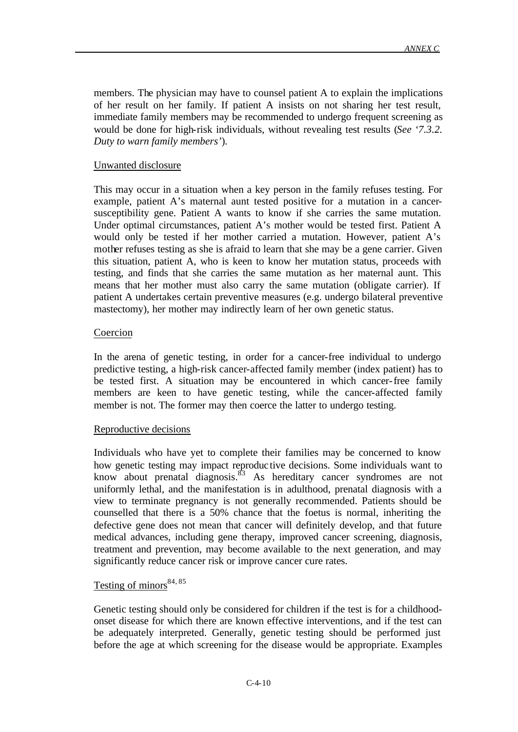members. The physician may have to counsel patient A to explain the implications of her result on her family. If patient A insists on not sharing her test result, immediate family members may be recommended to undergo frequent screening as would be done for high-risk individuals, without revealing test results (*See '7.3.2. Duty to warn family members'*).

Unwanted disclosure

This may occur in a situation when a key person in the family refuses testing. For example, patient A's maternal aunt tested positive for a mutation in a cancer-susceptibility gene. Patient A wants to know if she carries the same mutation. Under optimal circumstances, patient A's mother would be tested first. Patient A would only be tested if her mother carried a mutation. However, patient A's mother refuses testing as she is afraid to learn that she may be a gene carrier. Given this situation, patient A, who is keen to know her mutation status, proceeds with testing, and finds that she carries the same mutation as her maternal aunt. This means that her mother must also carry the same mutation (obligate carrier). If patient A undertakes certain preventive measures (e.g. undergo bilateral preventive mastectomy), her mother may indirectly learn of her own genetic status.

Coercion

In the arena of genetic testing, in order for a cancer-free individual to undergo predictive testing, a high-risk cancer-affected family member (index patient) has to be tested first. A situation may be encountered in which cancer-free family members are keen to have genetic testing, while the cancer-affected family member is not. The former may then coerce the latter to undergo testing.

Reproductive decisions

Individuals who have yet to complete their families may be concerned to know how genetic testing may impact reproductive decisions. Some individuals want to know about prenatal diagnosis.[83] As hereditary cancer syndromes are not uniformly lethal, and the manifestation is in adulthood, prenatal diagnosis with a view to terminate pregnancy is not generally recommended. Patients should be counselled that there is a 50% chance that the foetus is normal, inheriting the defective gene does not mean that cancer will definitely develop, and that future medical advances, including gene therapy, improved cancer screening, diagnosis, treatment and prevention, may become available to the next generation, and may significantly reduce cancer risk or improve cancer cure rates.

Testing of minors[84, 85]

Genetic testing should only be considered for children if the test is for a childhood-onset disease for which there are known effective interventions, and if the test can be adequately interpreted. Generally, genetic testing should be performed just before the age at which screening for the disease would be appropriate. Examples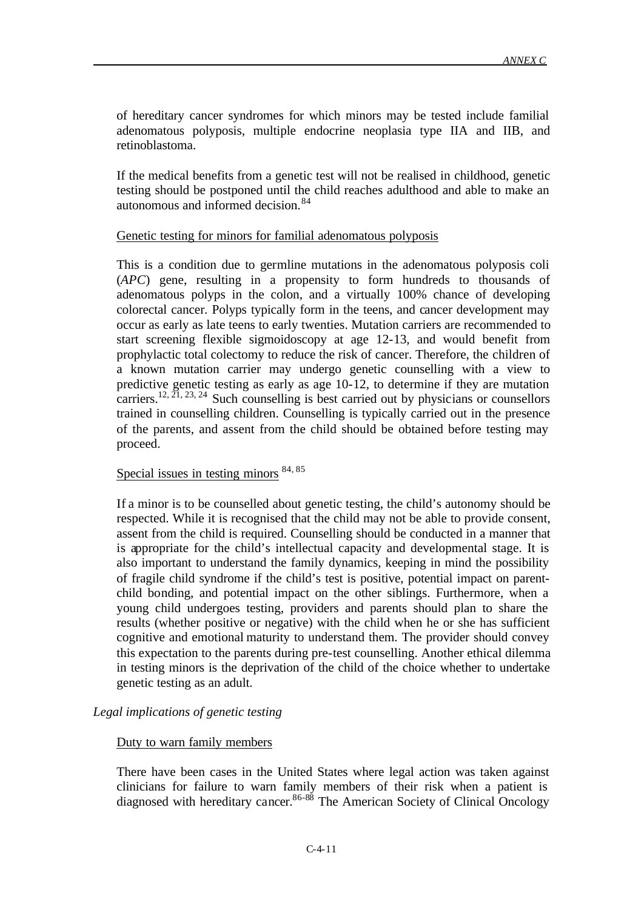of hereditary cancer syndromes for which minors may be tested include familial adenomatous polyposis, multiple endocrine neoplasia type IIA and IIB, and retinoblastoma.

If the medical benefits from a genetic test will not be realised in childhood, genetic testing should be postponed until the child reaches adulthood and able to make an autonomous and informed decision.[84]

Genetic testing for minors for familial adenomatous polyposis

This is a condition due to germline mutations in the adenomatous polyposis coli (*APC*) gene, resulting in a propensity to form hundreds to thousands of adenomatous polyps in the colon, and a virtually 100% chance of developing colorectal cancer. Polyps typically form in the teens, and cancer development may occur as early as late teens to early twenties. Mutation carriers are recommended to start screening flexible sigmoidoscopy at age 12-13, and would benefit from prophylactic total colectomy to reduce the risk of cancer. Therefore, the children of a known mutation carrier may undergo genetic counselling with a view to predictive genetic testing as early as age 10-12, to determine if they are mutation carriers.[12, 21, 23, 24] Such counselling is best carried out by physicians or counsellors trained in counselling children. Counselling is typically carried out in the presence of the parents, and assent from the child should be obtained before testing may proceed.

Special issues in testing minors [84, 85]

If a minor is to be counselled about genetic testing, the child's autonomy should be respected. While it is recognised that the child may not be able to provide consent, assent from the child is required. Counselling should be conducted in a manner that is appropriate for the child's intellectual capacity and developmental stage. It is also important to understand the family dynamics, keeping in mind the possibility of fragile child syndrome if the child's test is positive, potential impact on parent-child bonding, and potential impact on the other siblings. Furthermore, when a young child undergoes testing, providers and parents should plan to share the results (whether positive or negative) with the child when he or she has sufficient cognitive and emotional maturity to understand them. The provider should convey this expectation to the parents during pre-test counselling. Another ethical dilemma in testing minors is the deprivation of the child of the choice whether to undertake genetic testing as an adult.

*Legal implications of genetic testing*

Duty to warn family members

There have been cases in the United States where legal action was taken against clinicians for failure to warn family members of their risk when a patient is diagnosed with hereditary cancer.[86-88] The American Society of Clinical Oncology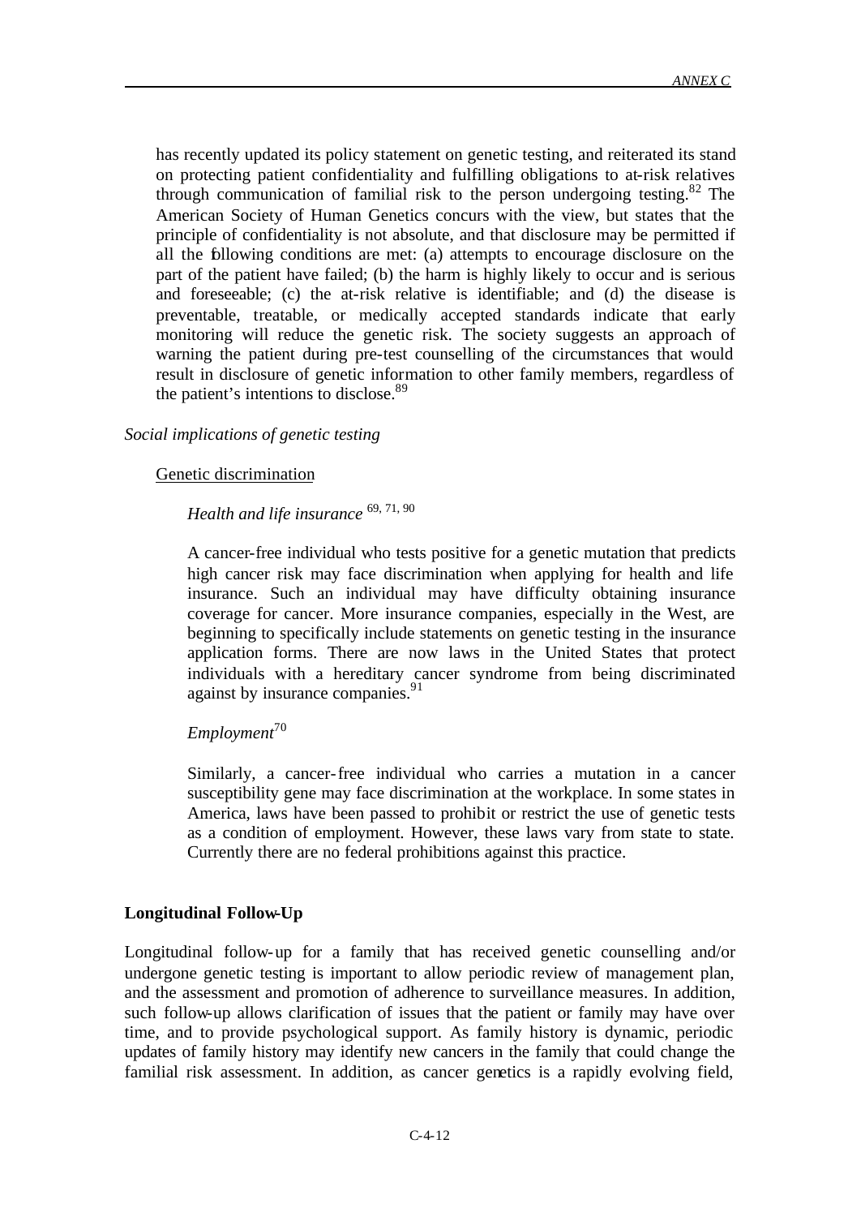has recently updated its policy statement on genetic testing, and reiterated its stand on protecting patient confidentiality and fulfilling obligations to at-risk relatives through communication of familial risk to the person undergoing testing.[82] The American Society of Human Genetics concurs with the view, but states that the principle of confidentiality is not absolute, and that disclosure may be permitted if all the following conditions are met: (a) attempts to encourage disclosure on the part of the patient have failed; (b) the harm is highly likely to occur and is serious and foreseeable; (c) the at-risk relative is identifiable; and (d) the disease is preventable, treatable, or medically accepted standards indicate that early monitoring will reduce the genetic risk. The society suggests an approach of warning the patient during pre-test counselling of the circumstances that would result in disclosure of genetic information to other family members, regardless of the patient's intentions to disclose.[89]

*Social implications of genetic testing*

Genetic discrimination

*Health and life insurance* [69, 71, 90]

A cancer-free individual who tests positive for a genetic mutation that predicts high cancer risk may face discrimination when applying for health and life insurance. Such an individual may have difficulty obtaining insurance coverage for cancer. More insurance companies, especially in the West, are beginning to specifically include statements on genetic testing in the insurance application forms. There are now laws in the United States that protect individuals with a hereditary cancer syndrome from being discriminated against by insurance companies.[91]

*Employment*[70]

Similarly, a cancer-free individual who carries a mutation in a cancer susceptibility gene may face discrimination at the workplace. In some states in America, laws have been passed to prohibit or restrict the use of genetic tests as a condition of employment. However, these laws vary from state to state. Currently there are no federal prohibitions against this practice.

**Longitudinal Follow-Up**

Longitudinal follow-up for a family that has received genetic counselling and/or undergone genetic testing is important to allow periodic review of management plan, and the assessment and promotion of adherence to surveillance measures. In addition, such follow-up allows clarification of issues that the patient or family may have over time, and to provide psychological support. As family history is dynamic, periodic updates of family history may identify new cancers in the family that could change the familial risk assessment. In addition, as cancer genetics is a rapidly evolving field,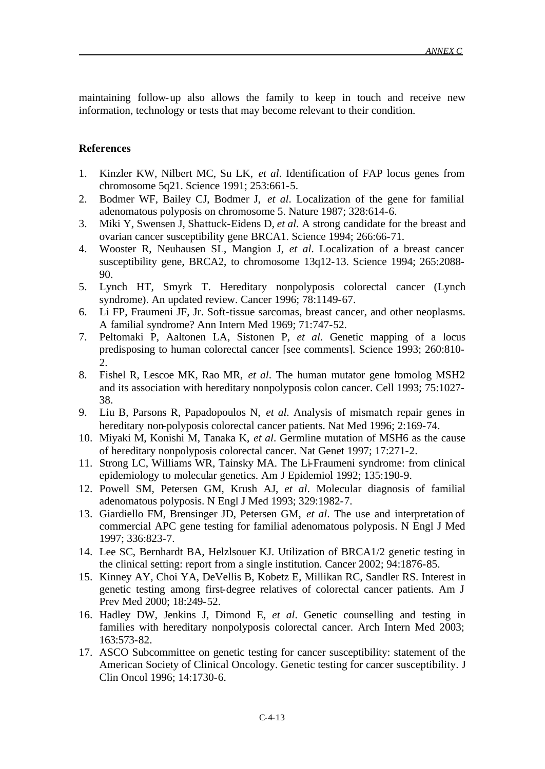maintaining follow-up also allows the family to keep in touch and receive new information, technology or tests that may become relevant to their condition.

**References**

1. Kinzler KW, Nilbert MC, Su LK, *et al*. Identification of FAP locus genes from chromosome 5q21. Science 1991; 253:661-5.
2. Bodmer WF, Bailey CJ, Bodmer J, *et al*. Localization of the gene for familial adenomatous polyposis on chromosome 5. Nature 1987; 328:614-6.
3. Miki Y, Swensen J, Shattuck-Eidens D, *et al*. A strong candidate for the breast and ovarian cancer susceptibility gene BRCA1. Science 1994; 266:66-71.
4. Wooster R, Neuhausen SL, Mangion J, *et al*. Localization of a breast cancer susceptibility gene, BRCA2, to chromosome 13q12-13. Science 1994; 265:2088-90.
5. Lynch HT, Smyrk T. Hereditary nonpolyposis colorectal cancer (Lynch syndrome). An updated review. Cancer 1996; 78:1149-67.
6. Li FP, Fraumeni JF, Jr. Soft-tissue sarcomas, breast cancer, and other neoplasms. A familial syndrome? Ann Intern Med 1969; 71:747-52.
7. Peltomaki P, Aaltonen LA, Sistonen P, *et al*. Genetic mapping of a locus predisposing to human colorectal cancer [see comments]. Science 1993; 260:810-2.
8. Fishel R, Lescoe MK, Rao MR, *et al*. The human mutator gene homolog MSH2 and its association with hereditary nonpolyposis colon cancer. Cell 1993; 75:1027-38.
9. Liu B, Parsons R, Papadopoulos N, *et al*. Analysis of mismatch repair genes in hereditary non-polyposis colorectal cancer patients. Nat Med 1996; 2:169-74.
10. Miyaki M, Konishi M, Tanaka K, *et al*. Germline mutation of MSH6 as the cause of hereditary nonpolyposis colorectal cancer. Nat Genet 1997; 17:271-2.
11. Strong LC, Williams WR, Tainsky MA. The Li-Fraumeni syndrome: from clinical epidemiology to molecular genetics. Am J Epidemiol 1992; 135:190-9.
12. Powell SM, Petersen GM, Krush AJ, *et al*. Molecular diagnosis of familial adenomatous polyposis. N Engl J Med 1993; 329:1982-7.
13. Giardiello FM, Brensinger JD, Petersen GM, *et al*. The use and interpretation of commercial APC gene testing for familial adenomatous polyposis. N Engl J Med 1997; 336:823-7.
14. Lee SC, Bernhardt BA, Helzlsouer KJ. Utilization of BRCA1/2 genetic testing in the clinical setting: report from a single institution. Cancer 2002; 94:1876-85.
15. Kinney AY, Choi YA, DeVellis B, Kobetz E, Millikan RC, Sandler RS. Interest in genetic testing among first-degree relatives of colorectal cancer patients. Am J Prev Med 2000; 18:249-52.
16. Hadley DW, Jenkins J, Dimond E, *et al*. Genetic counselling and testing in families with hereditary nonpolyposis colorectal cancer. Arch Intern Med 2003; 163:573-82.
17. ASCO Subcommittee on genetic testing for cancer susceptibility: statement of the American Society of Clinical Oncology. Genetic testing for cancer susceptibility. J Clin Oncol 1996; 14:1730-6.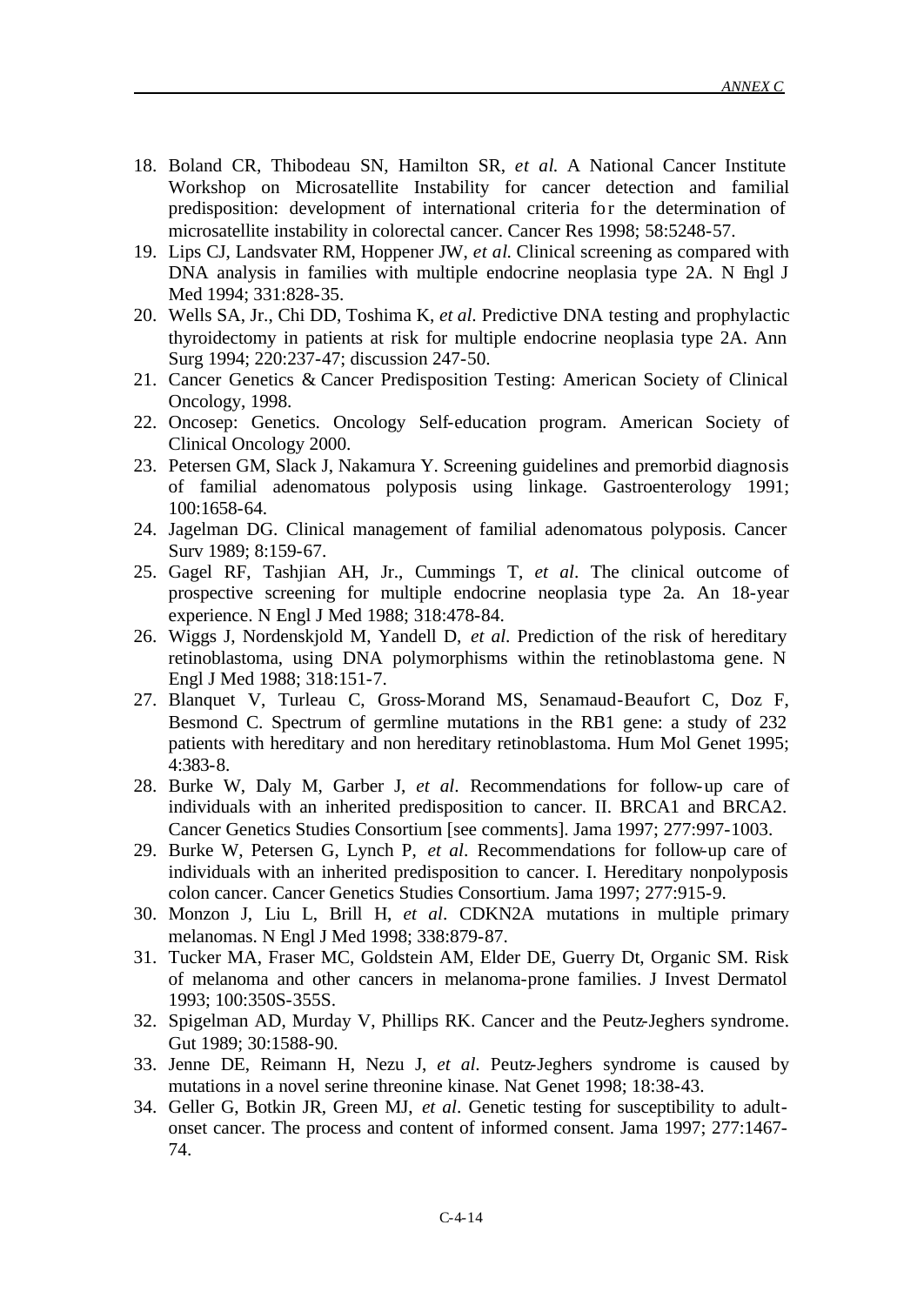18. Boland CR, Thibodeau SN, Hamilton SR, *et al.* A National Cancer Institute Workshop on Microsatellite Instability for cancer detection and familial predisposition: development of international criteria for the determination of microsatellite instability in colorectal cancer. Cancer Res 1998; 58:5248-57.
19. Lips CJ, Landsvater RM, Hoppener JW, *et al.* Clinical screening as compared with DNA analysis in families with multiple endocrine neoplasia type 2A. N Engl J Med 1994; 331:828-35.
20. Wells SA, Jr., Chi DD, Toshima K, *et al.* Predictive DNA testing and prophylactic thyroidectomy in patients at risk for multiple endocrine neoplasia type 2A. Ann Surg 1994; 220:237-47; discussion 247-50.
21. Cancer Genetics & Cancer Predisposition Testing: American Society of Clinical Oncology, 1998.
22. Oncosep: Genetics. Oncology Self-education program. American Society of Clinical Oncology 2000.
23. Petersen GM, Slack J, Nakamura Y. Screening guidelines and premorbid diagnosis of familial adenomatous polyposis using linkage. Gastroenterology 1991; 100:1658-64.
24. Jagelman DG. Clinical management of familial adenomatous polyposis. Cancer Surv 1989; 8:159-67.
25. Gagel RF, Tashjian AH, Jr., Cummings T, *et al*. The clinical outcome of prospective screening for multiple endocrine neoplasia type 2a. An 18-year experience. N Engl J Med 1988; 318:478-84.
26. Wiggs J, Nordenskjold M, Yandell D, *et al*. Prediction of the risk of hereditary retinoblastoma, using DNA polymorphisms within the retinoblastoma gene. N Engl J Med 1988; 318:151-7.
27. Blanquet V, Turleau C, Gross-Morand MS, Senamaud-Beaufort C, Doz F, Besmond C. Spectrum of germline mutations in the RB1 gene: a study of 232 patients with hereditary and non hereditary retinoblastoma. Hum Mol Genet 1995; 4:383-8.
28. Burke W, Daly M, Garber J, *et al*. Recommendations for follow-up care of individuals with an inherited predisposition to cancer. II. BRCA1 and BRCA2. Cancer Genetics Studies Consortium [see comments]. Jama 1997; 277:997-1003.
29. Burke W, Petersen G, Lynch P, *et al*. Recommendations for follow-up care of individuals with an inherited predisposition to cancer. I. Hereditary nonpolyposis colon cancer. Cancer Genetics Studies Consortium. Jama 1997; 277:915-9.
30. Monzon J, Liu L, Brill H, *et al*. CDKN2A mutations in multiple primary melanomas. N Engl J Med 1998; 338:879-87.
31. Tucker MA, Fraser MC, Goldstein AM, Elder DE, Guerry Dt, Organic SM. Risk of melanoma and other cancers in melanoma-prone families. J Invest Dermatol 1993; 100:350S-355S.
32. Spigelman AD, Murday V, Phillips RK. Cancer and the Peutz-Jeghers syndrome. Gut 1989; 30:1588-90.
33. Jenne DE, Reimann H, Nezu J, *et al.* Peutz-Jeghers syndrome is caused by mutations in a novel serine threonine kinase. Nat Genet 1998; 18:38-43.
34. Geller G, Botkin JR, Green MJ, *et al*. Genetic testing for susceptibility to adult-onset cancer. The process and content of informed consent. Jama 1997; 277:1467-74.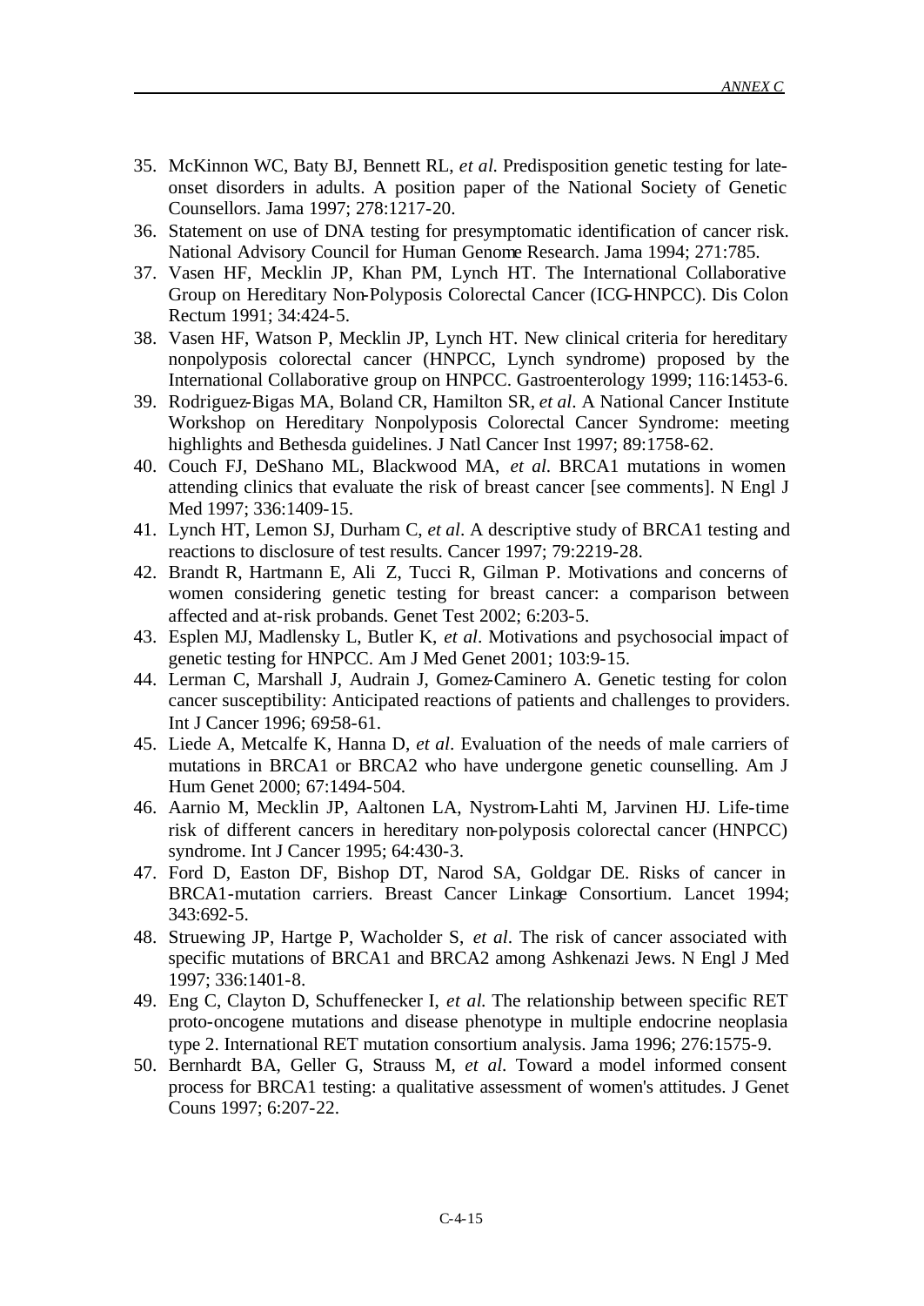35. McKinnon WC, Baty BJ, Bennett RL, *et al*. Predisposition genetic testing for late-onset disorders in adults. A position paper of the National Society of Genetic Counsellors. Jama 1997; 278:1217-20.
36. Statement on use of DNA testing for presymptomatic identification of cancer risk. National Advisory Council for Human Genome Research. Jama 1994; 271:785.
37. Vasen HF, Mecklin JP, Khan PM, Lynch HT. The International Collaborative Group on Hereditary Non-Polyposis Colorectal Cancer (ICG-HNPCC). Dis Colon Rectum 1991; 34:424-5.
38. Vasen HF, Watson P, Mecklin JP, Lynch HT. New clinical criteria for hereditary nonpolyposis colorectal cancer (HNPCC, Lynch syndrome) proposed by the International Collaborative group on HNPCC. Gastroenterology 1999; 116:1453-6.
39. Rodriguez-Bigas MA, Boland CR, Hamilton SR, *et al*. A National Cancer Institute Workshop on Hereditary Nonpolyposis Colorectal Cancer Syndrome: meeting highlights and Bethesda guidelines. J Natl Cancer Inst 1997; 89:1758-62.
40. Couch FJ, DeShano ML, Blackwood MA, *et al*. BRCA1 mutations in women attending clinics that evaluate the risk of breast cancer [see comments]. N Engl J Med 1997; 336:1409-15.
41. Lynch HT, Lemon SJ, Durham C, *et al*. A descriptive study of BRCA1 testing and reactions to disclosure of test results. Cancer 1997; 79:2219-28.
42. Brandt R, Hartmann E, Ali Z, Tucci R, Gilman P. Motivations and concerns of women considering genetic testing for breast cancer: a comparison between affected and at-risk probands. Genet Test 2002; 6:203-5.
43. Esplen MJ, Madlensky L, Butler K, *et al*. Motivations and psychosocial impact of genetic testing for HNPCC. Am J Med Genet 2001; 103:9-15.
44. Lerman C, Marshall J, Audrain J, Gomez-Caminero A. Genetic testing for colon cancer susceptibility: Anticipated reactions of patients and challenges to providers. Int J Cancer 1996; 69:58-61.
45. Liede A, Metcalfe K, Hanna D, *et al*. Evaluation of the needs of male carriers of mutations in BRCA1 or BRCA2 who have undergone genetic counselling. Am J Hum Genet 2000; 67:1494-504.
46. Aarnio M, Mecklin JP, Aaltonen LA, Nystrom-Lahti M, Jarvinen HJ. Life-time risk of different cancers in hereditary non-polyposis colorectal cancer (HNPCC) syndrome. Int J Cancer 1995; 64:430-3.
47. Ford D, Easton DF, Bishop DT, Narod SA, Goldgar DE. Risks of cancer in BRCA1-mutation carriers. Breast Cancer Linkage Consortium. Lancet 1994; 343:692-5.
48. Struewing JP, Hartge P, Wacholder S, *et al*. The risk of cancer associated with specific mutations of BRCA1 and BRCA2 among Ashkenazi Jews. N Engl J Med 1997; 336:1401-8.
49. Eng C, Clayton D, Schuffenecker I, *et al*. The relationship between specific RET proto-oncogene mutations and disease phenotype in multiple endocrine neoplasia type 2. International RET mutation consortium analysis. Jama 1996; 276:1575-9.
50. Bernhardt BA, Geller G, Strauss M, *et al*. Toward a model informed consent process for BRCA1 testing: a qualitative assessment of women's attitudes. J Genet Couns 1997; 6:207-22.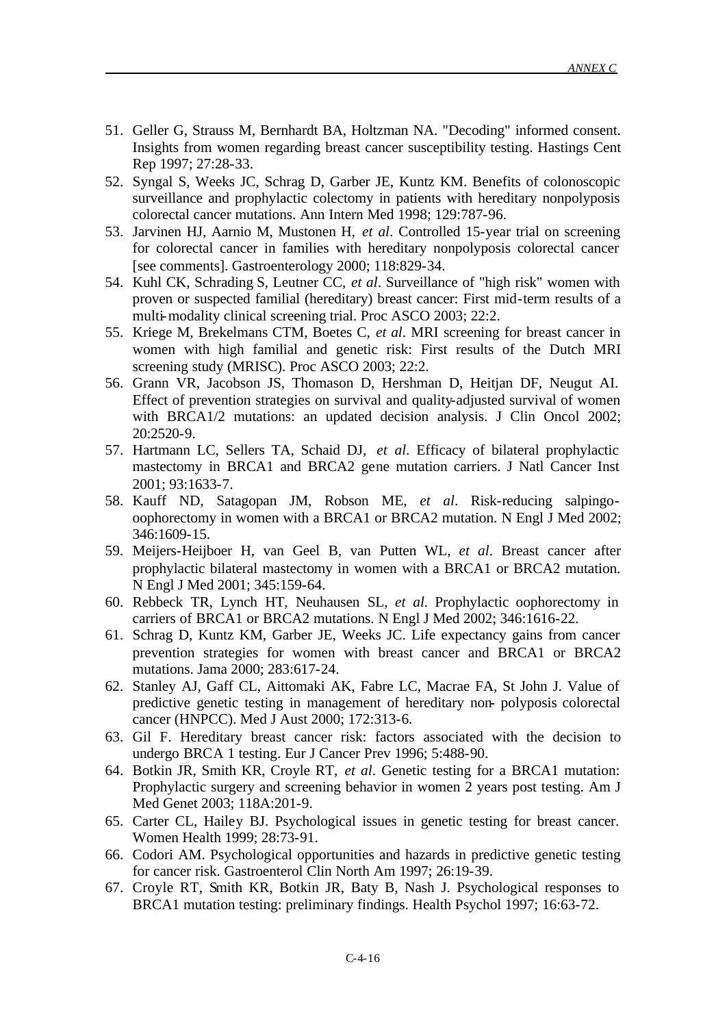51. Geller G, Strauss M, Bernhardt BA, Holtzman NA. "Decoding" informed consent. Insights from women regarding breast cancer susceptibility testing. Hastings Cent Rep 1997; 27:28-33.
52. Syngal S, Weeks JC, Schrag D, Garber JE, Kuntz KM. Benefits of colonoscopic surveillance and prophylactic colectomy in patients with hereditary nonpolyposis colorectal cancer mutations. Ann Intern Med 1998; 129:787-96.
53. Jarvinen HJ, Aarnio M, Mustonen H, *et al*. Controlled 15-year trial on screening for colorectal cancer in families with hereditary nonpolyposis colorectal cancer [see comments]. Gastroenterology 2000; 118:829-34.
54. Kuhl CK, Schrading S, Leutner CC, *et al*. Surveillance of "high risk" women with proven or suspected familial (hereditary) breast cancer: First mid-term results of a multi-modality clinical screening trial. Proc ASCO 2003; 22:2.
55. Kriege M, Brekelmans CTM, Boetes C, *et al*. MRI screening for breast cancer in women with high familial and genetic risk: First results of the Dutch MRI screening study (MRISC). Proc ASCO 2003; 22:2.
56. Grann VR, Jacobson JS, Thomason D, Hershman D, Heitjan DF, Neugut AI. Effect of prevention strategies on survival and quality-adjusted survival of women with BRCA1/2 mutations: an updated decision analysis. J Clin Oncol 2002; 20:2520-9.
57. Hartmann LC, Sellers TA, Schaid DJ, *et al*. Efficacy of bilateral prophylactic mastectomy in BRCA1 and BRCA2 gene mutation carriers. J Natl Cancer Inst 2001; 93:1633-7.
58. Kauff ND, Satagopan JM, Robson ME, *et al*. Risk-reducing salpingo-oophorectomy in women with a BRCA1 or BRCA2 mutation. N Engl J Med 2002; 346:1609-15.
59. Meijers-Heijboer H, van Geel B, van Putten WL, *et al*. Breast cancer after prophylactic bilateral mastectomy in women with a BRCA1 or BRCA2 mutation. N Engl J Med 2001; 345:159-64.
60. Rebbeck TR, Lynch HT, Neuhausen SL, *et al*. Prophylactic oophorectomy in carriers of BRCA1 or BRCA2 mutations. N Engl J Med 2002; 346:1616-22.
61. Schrag D, Kuntz KM, Garber JE, Weeks JC. Life expectancy gains from cancer prevention strategies for women with breast cancer and BRCA1 or BRCA2 mutations. Jama 2000; 283:617-24.
62. Stanley AJ, Gaff CL, Aittomaki AK, Fabre LC, Macrae FA, St John J. Value of predictive genetic testing in management of hereditary non-polyposis colorectal cancer (HNPCC). Med J Aust 2000; 172:313-6.
63. Gil F. Hereditary breast cancer risk: factors associated with the decision to undergo BRCA 1 testing. Eur J Cancer Prev 1996; 5:488-90.
64. Botkin JR, Smith KR, Croyle RT, *et al*. Genetic testing for a BRCA1 mutation: Prophylactic surgery and screening behavior in women 2 years post testing. Am J Med Genet 2003; 118A:201-9.
65. Carter CL, Hailey BJ. Psychological issues in genetic testing for breast cancer. Women Health 1999; 28:73-91.
66. Codori AM. Psychological opportunities and hazards in predictive genetic testing for cancer risk. Gastroenterol Clin North Am 1997; 26:19-39.
67. Croyle RT, Smith KR, Botkin JR, Baty B, Nash J. Psychological responses to BRCA1 mutation testing: preliminary findings. Health Psychol 1997; 16:63-72.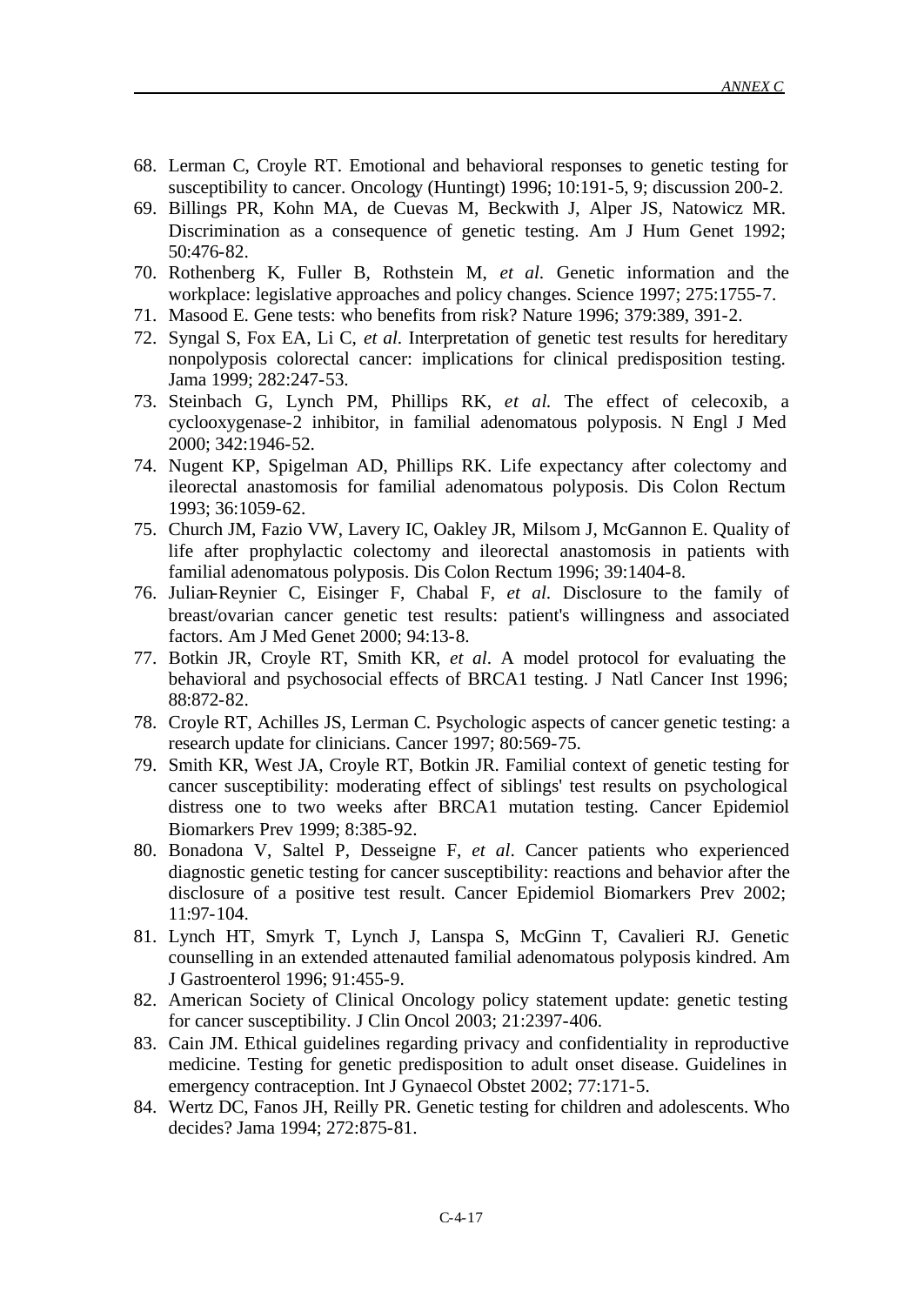68. Lerman C, Croyle RT. Emotional and behavioral responses to genetic testing for susceptibility to cancer. Oncology (Huntingt) 1996; 10:191-5, 9; discussion 200-2.
69. Billings PR, Kohn MA, de Cuevas M, Beckwith J, Alper JS, Natowicz MR. Discrimination as a consequence of genetic testing. Am J Hum Genet 1992; 50:476-82.
70. Rothenberg K, Fuller B, Rothstein M, *et al.* Genetic information and the workplace: legislative approaches and policy changes. Science 1997; 275:1755-7.
71. Masood E. Gene tests: who benefits from risk? Nature 1996; 379:389, 391-2.
72. Syngal S, Fox EA, Li C, *et al.* Interpretation of genetic test results for hereditary nonpolyposis colorectal cancer: implications for clinical predisposition testing. Jama 1999; 282:247-53.
73. Steinbach G, Lynch PM, Phillips RK, *et al.* The effect of celecoxib, a cyclooxygenase-2 inhibitor, in familial adenomatous polyposis. N Engl J Med 2000; 342:1946-52.
74. Nugent KP, Spigelman AD, Phillips RK. Life expectancy after colectomy and ileorectal anastomosis for familial adenomatous polyposis. Dis Colon Rectum 1993; 36:1059-62.
75. Church JM, Fazio VW, Lavery IC, Oakley JR, Milsom J, McGannon E. Quality of life after prophylactic colectomy and ileorectal anastomosis in patients with familial adenomatous polyposis. Dis Colon Rectum 1996; 39:1404-8.
76. Julian-Reynier C, Eisinger F, Chabal F, *et al.* Disclosure to the family of breast/ovarian cancer genetic test results: patient's willingness and associated factors. Am J Med Genet 2000; 94:13-8.
77. Botkin JR, Croyle RT, Smith KR, *et al*. A model protocol for evaluating the behavioral and psychosocial effects of BRCA1 testing. J Natl Cancer Inst 1996; 88:872-82.
78. Croyle RT, Achilles JS, Lerman C. Psychologic aspects of cancer genetic testing: a research update for clinicians. Cancer 1997; 80:569-75.
79. Smith KR, West JA, Croyle RT, Botkin JR. Familial context of genetic testing for cancer susceptibility: moderating effect of siblings' test results on psychological distress one to two weeks after BRCA1 mutation testing. Cancer Epidemiol Biomarkers Prev 1999; 8:385-92.
80. Bonadona V, Saltel P, Desseigne F, *et al*. Cancer patients who experienced diagnostic genetic testing for cancer susceptibility: reactions and behavior after the disclosure of a positive test result. Cancer Epidemiol Biomarkers Prev 2002; 11:97-104.
81. Lynch HT, Smyrk T, Lynch J, Lanspa S, McGinn T, Cavalieri RJ. Genetic counselling in an extended attenauted familial adenomatous polyposis kindred. Am J Gastroenterol 1996; 91:455-9.
82. American Society of Clinical Oncology policy statement update: genetic testing for cancer susceptibility. J Clin Oncol 2003; 21:2397-406.
83. Cain JM. Ethical guidelines regarding privacy and confidentiality in reproductive medicine. Testing for genetic predisposition to adult onset disease. Guidelines in emergency contraception. Int J Gynaecol Obstet 2002; 77:171-5.
84. Wertz DC, Fanos JH, Reilly PR. Genetic testing for children and adolescents. Who decides? Jama 1994; 272:875-81.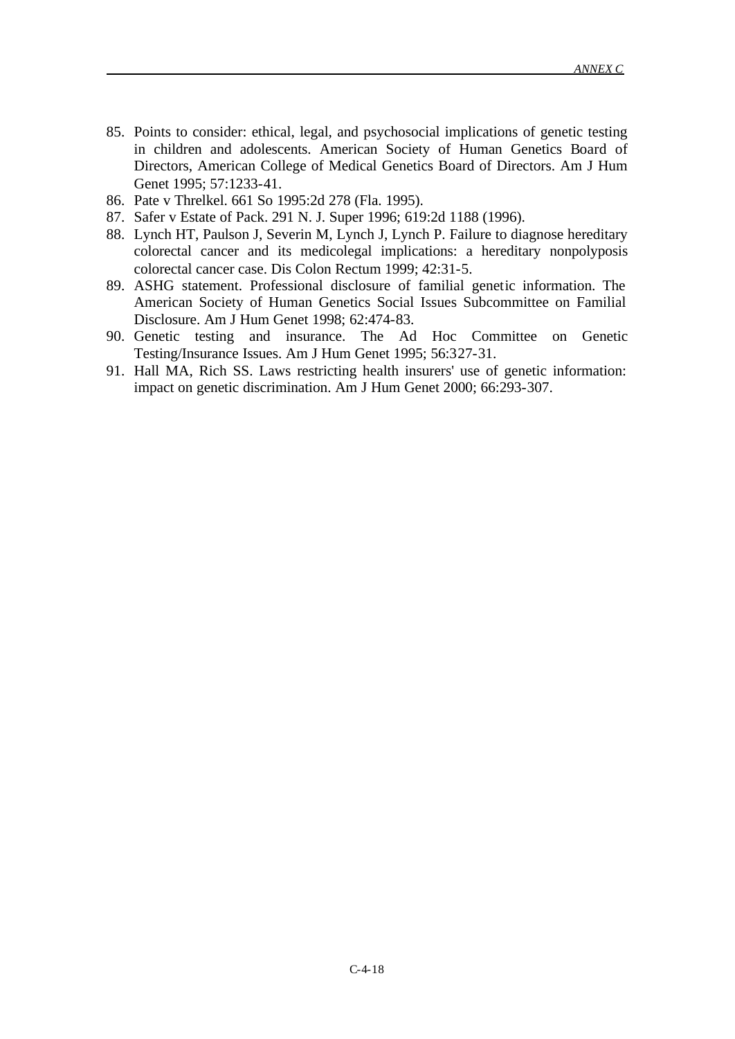85. Points to consider: ethical, legal, and psychosocial implications of genetic testing in children and adolescents. American Society of Human Genetics Board of Directors, American College of Medical Genetics Board of Directors. Am J Hum Genet 1995; 57:1233-41.
86. Pate v Threlkel. 661 So 1995:2d 278 (Fla. 1995).
87. Safer v Estate of Pack. 291 N. J. Super 1996; 619:2d 1188 (1996).
88. Lynch HT, Paulson J, Severin M, Lynch J, Lynch P. Failure to diagnose hereditary colorectal cancer and its medicolegal implications: a hereditary nonpolyposis colorectal cancer case. Dis Colon Rectum 1999; 42:31-5.
89. ASHG statement. Professional disclosure of familial genetic information. The American Society of Human Genetics Social Issues Subcommittee on Familial Disclosure. Am J Hum Genet 1998; 62:474-83.
90. Genetic testing and insurance. The Ad Hoc Committee on Genetic Testing/Insurance Issues. Am J Hum Genet 1995; 56:327-31.
91. Hall MA, Rich SS. Laws restricting health insurers' use of genetic information: impact on genetic discrimination. Am J Hum Genet 2000; 66:293-307.